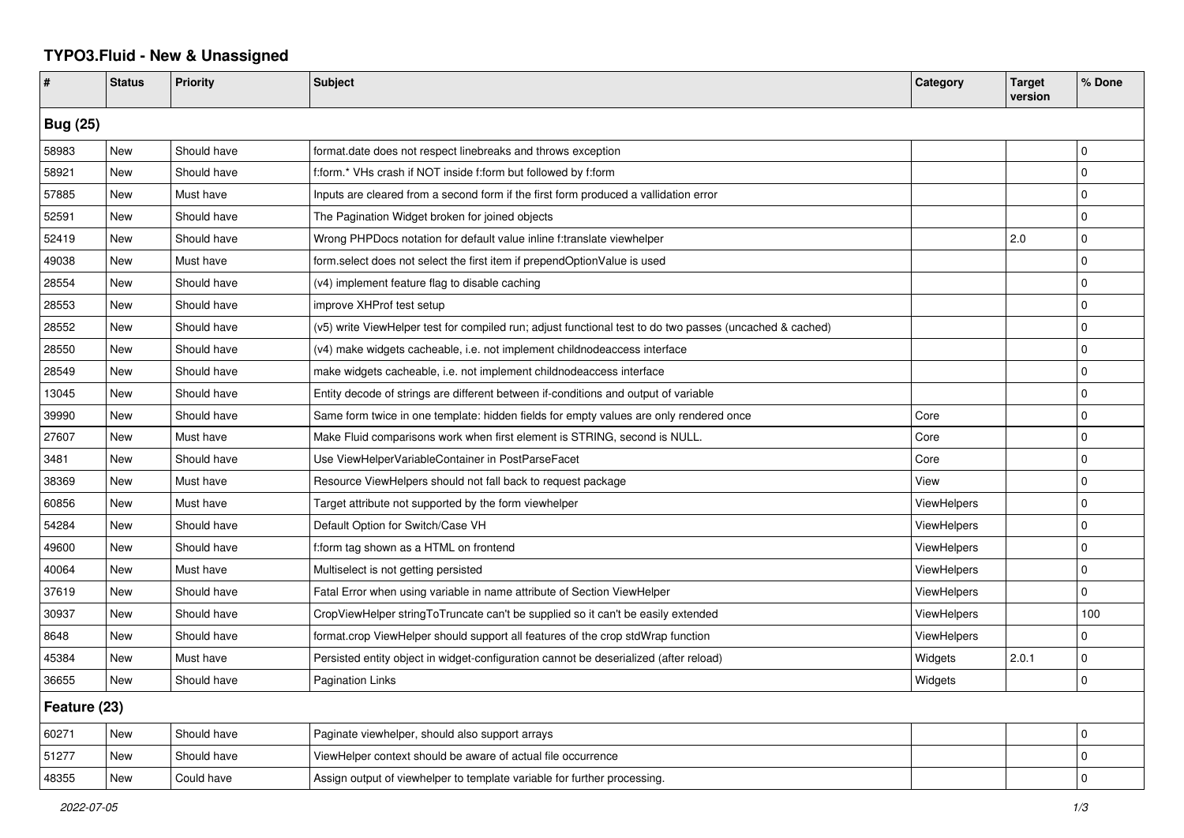# TYPO3.Fluid - New & Unassigned

| # | Status | Priority | Subject | Category | Target version | % Done |
|---|---|---|---|---|---|---|
| **Bug (25)** | | | | | | |
| 58983 | New | Should have | format.date does not respect linebreaks and throws exception | | | 0 |
| 58921 | New | Should have | f:form.* VHs crash if NOT inside f:form but followed by f:form | | | 0 |
| 57885 | New | Must have | Inputs are cleared from a second form if the first form produced a vallidation error | | | 0 |
| 52591 | New | Should have | The Pagination Widget broken for joined objects | | | 0 |
| 52419 | New | Should have | Wrong PHPDocs notation for default value inline f:translate viewhelper | | 2.0 | 0 |
| 49038 | New | Must have | form.select does not select the first item if prependOptionValue is used | | | 0 |
| 28554 | New | Should have | (v4) implement feature flag to disable caching | | | 0 |
| 28553 | New | Should have | improve XHProf test setup | | | 0 |
| 28552 | New | Should have | (v5) write ViewHelper test for compiled run; adjust functional test to do two passes (uncached & cached) | | | 0 |
| 28550 | New | Should have | (v4) make widgets cacheable, i.e. not implement childnodeaccess interface | | | 0 |
| 28549 | New | Should have | make widgets cacheable, i.e. not implement childnodeaccess interface | | | 0 |
| 13045 | New | Should have | Entity decode of strings are different between if-conditions and output of variable | | | 0 |
| 39990 | New | Should have | Same form twice in one template: hidden fields for empty values are only rendered once | Core | | 0 |
| 27607 | New | Must have | Make Fluid comparisons work when first element is STRING, second is NULL. | Core | | 0 |
| 3481 | New | Should have | Use ViewHelperVariableContainer in PostParseFacet | Core | | 0 |
| 38369 | New | Must have | Resource ViewHelpers should not fall back to request package | View | | 0 |
| 60856 | New | Must have | Target attribute not supported by the form viewhelper | ViewHelpers | | 0 |
| 54284 | New | Should have | Default Option for Switch/Case VH | ViewHelpers | | 0 |
| 49600 | New | Should have | f:form tag shown as a HTML on frontend | ViewHelpers | | 0 |
| 40064 | New | Must have | Multiselect is not getting persisted | ViewHelpers | | 0 |
| 37619 | New | Should have | Fatal Error when using variable in name attribute of Section ViewHelper | ViewHelpers | | 0 |
| 30937 | New | Should have | CropViewHelper stringToTruncate can't be supplied so it can't be easily extended | ViewHelpers | | 100 |
| 8648 | New | Should have | format.crop ViewHelper should support all features of the crop stdWrap function | ViewHelpers | | 0 |
| 45384 | New | Must have | Persisted entity object in widget-configuration cannot be deserialized (after reload) | Widgets | 2.0.1 | 0 |
| 36655 | New | Should have | Pagination Links | Widgets | | 0 |
| **Feature (23)** | | | | | | |
| 60271 | New | Should have | Paginate viewhelper, should also support arrays | | | 0 |
| 51277 | New | Should have | ViewHelper context should be aware of actual file occurrence | | | 0 |
| 48355 | New | Could have | Assign output of viewhelper to template variable for further processing. | | | 0 |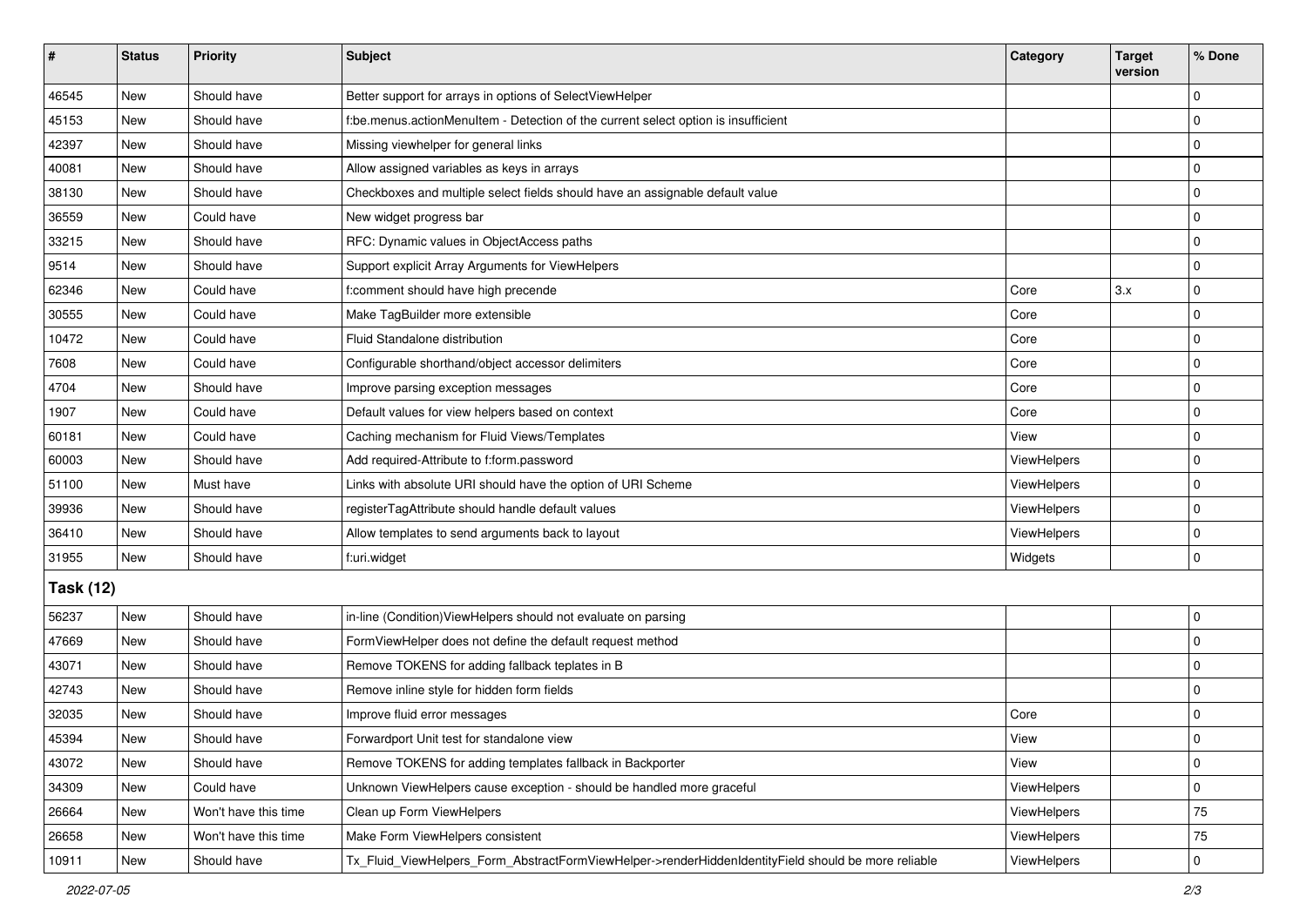| # | Status | Priority | Subject | Category | Target version | % Done |
|---|---|---|---|---|---|---|
| 46545 | New | Should have | Better support for arrays in options of SelectViewHelper | | | 0 |
| 45153 | New | Should have | f:be.menus.actionMenuItem - Detection of the current select option is insufficient | | | 0 |
| 42397 | New | Should have | Missing viewhelper for general links | | | 0 |
| 40081 | New | Should have | Allow assigned variables as keys in arrays | | | 0 |
| 38130 | New | Should have | Checkboxes and multiple select fields should have an assignable default value | | | 0 |
| 36559 | New | Could have | New widget progress bar | | | 0 |
| 33215 | New | Should have | RFC: Dynamic values in ObjectAccess paths | | | 0 |
| 9514 | New | Should have | Support explicit Array Arguments for ViewHelpers | | | 0 |
| 62346 | New | Could have | f:comment should have high precende | Core | 3.x | 0 |
| 30555 | New | Could have | Make TagBuilder more extensible | Core | | 0 |
| 10472 | New | Could have | Fluid Standalone distribution | Core | | 0 |
| 7608 | New | Could have | Configurable shorthand/object accessor delimiters | Core | | 0 |
| 4704 | New | Should have | Improve parsing exception messages | Core | | 0 |
| 1907 | New | Could have | Default values for view helpers based on context | Core | | 0 |
| 60181 | New | Could have | Caching mechanism for Fluid Views/Templates | View | | 0 |
| 60003 | New | Should have | Add required-Attribute to f:form.password | ViewHelpers | | 0 |
| 51100 | New | Must have | Links with absolute URI should have the option of URI Scheme | ViewHelpers | | 0 |
| 39936 | New | Should have | registerTagAttribute should handle default values | ViewHelpers | | 0 |
| 36410 | New | Should have | Allow templates to send arguments back to layout | ViewHelpers | | 0 |
| 31955 | New | Should have | f:uri.widget | Widgets | | 0 |
| **Task (12)** | | | | | | |
| 56237 | New | Should have | in-line (Condition)ViewHelpers should not evaluate on parsing | | | 0 |
| 47669 | New | Should have | FormViewHelper does not define the default request method | | | 0 |
| 43071 | New | Should have | Remove TOKENS for adding fallback teplates in B | | | 0 |
| 42743 | New | Should have | Remove inline style for hidden form fields | | | 0 |
| 32035 | New | Should have | Improve fluid error messages | Core | | 0 |
| 45394 | New | Should have | Forwardport Unit test for standalone view | View | | 0 |
| 43072 | New | Should have | Remove TOKENS for adding templates fallback in Backporter | View | | 0 |
| 34309 | New | Could have | Unknown ViewHelpers cause exception - should be handled more graceful | ViewHelpers | | 0 |
| 26664 | New | Won't have this time | Clean up Form ViewHelpers | ViewHelpers | | 75 |
| 26658 | New | Won't have this time | Make Form ViewHelpers consistent | ViewHelpers | | 75 |
| 10911 | New | Should have | Tx_Fluid_ViewHelpers_Form_AbstractFormViewHelper->renderHiddenIdentityField should be more reliable | ViewHelpers | | 0 |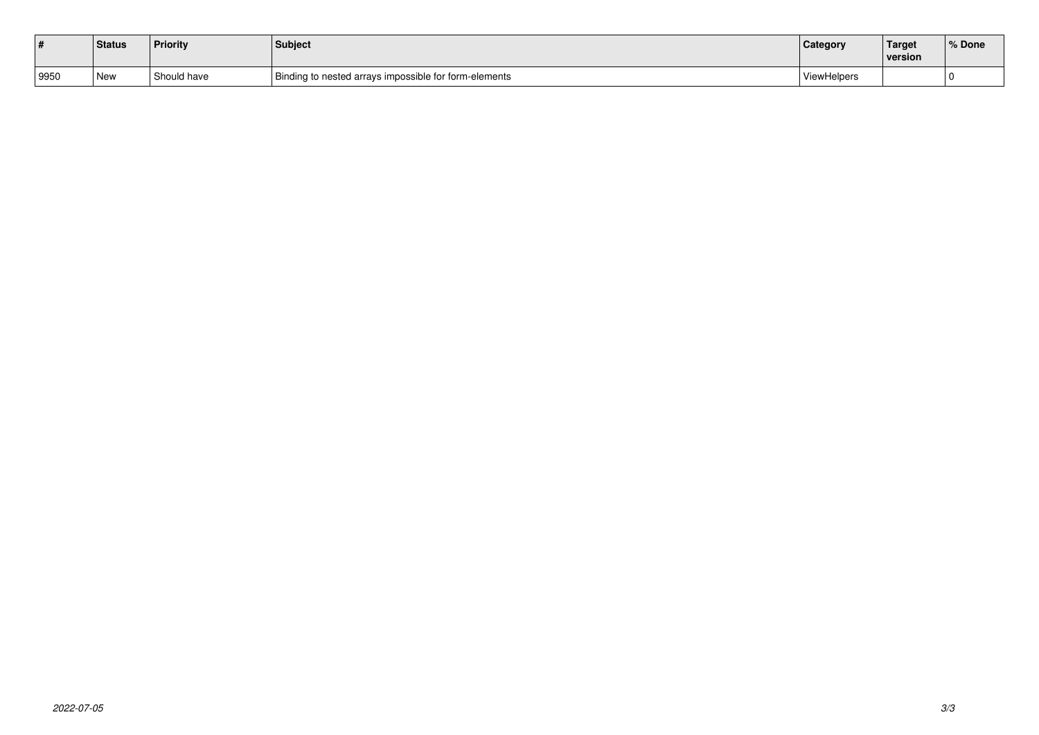| # | Status | Priority | Subject | Category | Target version | % Done |
|---|---|---|---|---|---|---|
| 9950 | New | Should have | Binding to nested arrays impossible for form-elements | ViewHelpers | | 0 |

*2022-07-05*